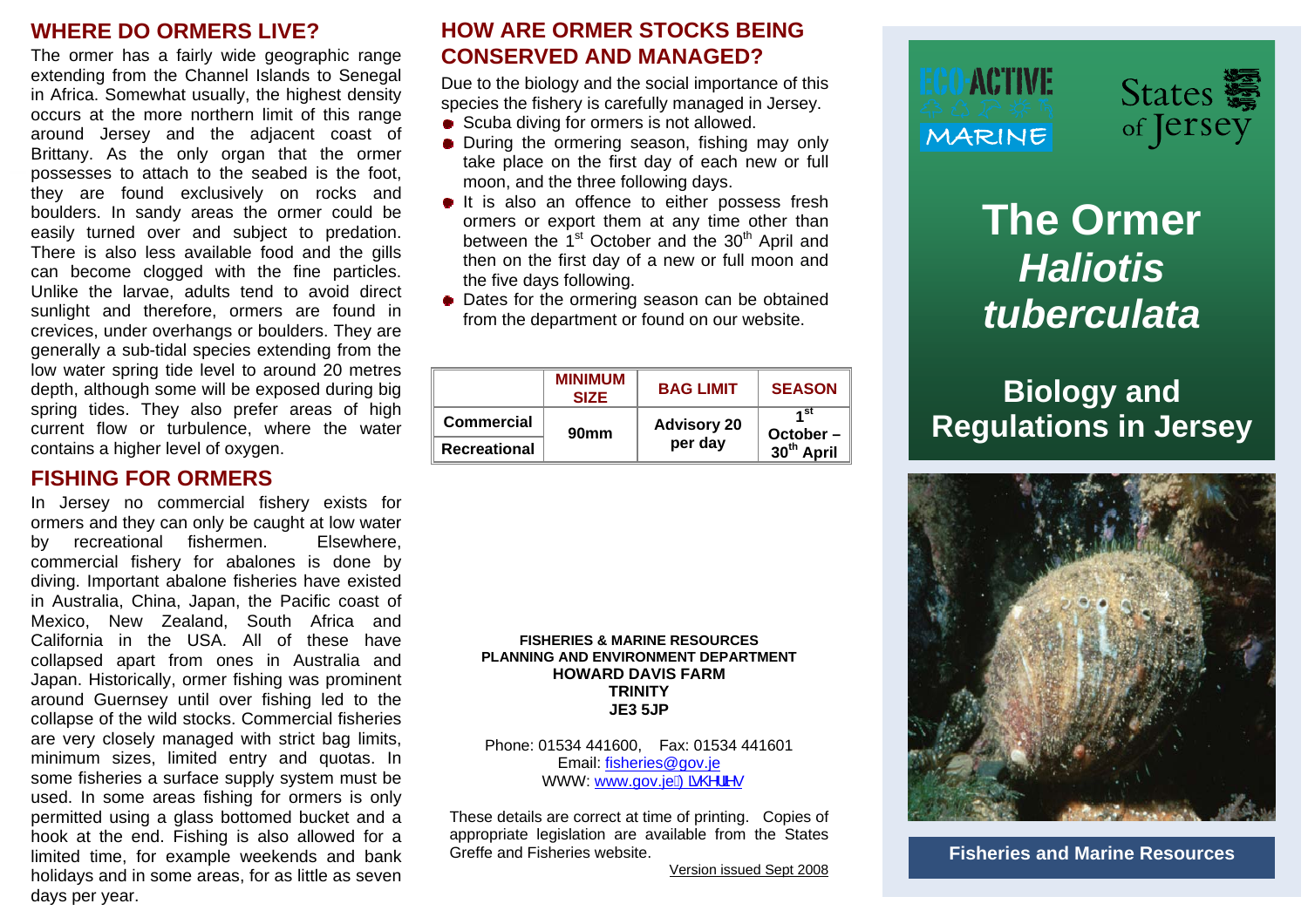## WHERE DO ORMERS LIVE?

The ormer has a fairly wide geographic range extending from the Channel Islands to Senegal in Africa. Somewhat usually, the highest density occurs at the more northern limit of this range around Jersey and the adjacent coast of Brittany. As the only organ that the ormer possesses to attach to the seabed is the foot, they are found exclusively on rocks and boulders. In sandy areas the ormer could be easily turned over and subject to predation. There is also less available food and the gills can become clogged with the fine particles. Unlike the larvae, adults tend to avoid direct sunlight and therefore, ormers are found in crevices, under overhangs or boulders. They are generally a sub-tidal species extending from the low water spring tide level to around 20 metres depth, although some will be exposed during big spring tides. They also prefer areas of high current flow or turbulence, where the water contains a higher level of oxygen.

## FISHING FOR ORMERS

In Jersey no commercial fishery exists for ormers and they can only be caught at low water by recreational fishermen. Elsewhere, commercial fishery for abalones is done by diving. Important abalone fisheries have existed in Australia, China, Japan, the Pacific coast of Mexico, New Zealand, South Africa and California in the USA. All of these have collapsed apart from ones in Australia and Japan. Historically, ormer fishing was prominent around Guernsey until over fishing led to the collapse of the wild stocks. Commercial fisheries are very closely managed with strict bag limits, minimum sizes, limited entry and quotas. In some fisheries a surface supply system must be used. In some areas fishing for ormers is only permitted using a glass bottomed bucket and a hook at the end. Fishing is also allowed for a limited time, for example weekends and bank holidays and in some areas, for as little as seven days per year.

## HOW ARE ORMER STOCKS BEING CONSERVED AND MANAGED?

Due to the biology and the social importance of this species the fishery is carefully managed in Jersey.

- Scuba diving for ormers is not allowed.
- During the ormering season, fishing may only take place on the first day of each new or full moon, and the three following days.
- It is also an offence to either possess fresh ormers or export them at any time other than between the 1st October and the 30th April and then on the first day of a new or full moon and the five days following.
- Dates for the ormering season can be obtained from the department or found on our website.

| | MINIMUM SIZE | BAG LIMIT | SEASON |
|---|---|---|---|
| Commercial | 90mm | Advisory 20 per day | 1st October – 30th April |
| Recreational | | | |

**FISHERIES & MARINE RESOURCES**
**PLANNING AND ENVIRONMENT DEPARTMENT**
**HOWARD DAVIS FARM**
**TRINITY**
**JE3 5JP**

Phone: 01534 441600, Fax: 01534 441601
Email: fisheries@gov.je
WWW: www.gov.je/fisheries

These details are correct at time of printing. Copies of appropriate legislation are available from the States Greffe and Fisheries website.

Version issued Sept 2008

ECO-ACTIVE MARINE

States of Jersey

# The Ormer *Haliotis tuberculata*

## Biology and Regulations in Jersey

**Fisheries and Marine Resources**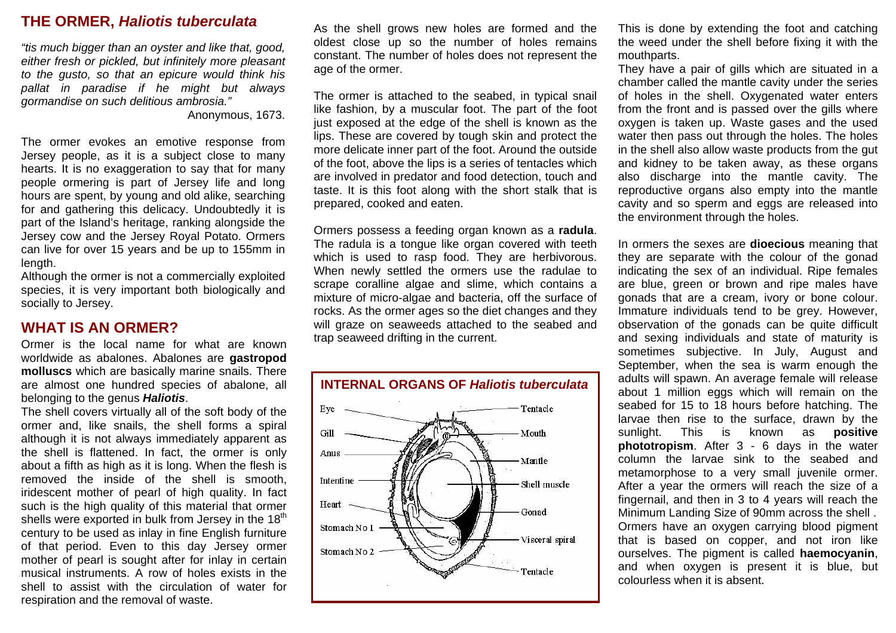## THE ORMER, *Haliotis tuberculata*

*"tis much bigger than an oyster and like that, good, either fresh or pickled, but infinitely more pleasant to the gusto, so that an epicure would think his pallat in paradise if he might but always gormandise on such delitious ambrosia."*

Anonymous, 1673.

The ormer evokes an emotive response from Jersey people, as it is a subject close to many hearts. It is no exaggeration to say that for many people ormering is part of Jersey life and long hours are spent, by young and old alike, searching for and gathering this delicacy. Undoubtedly it is part of the Island's heritage, ranking alongside the Jersey cow and the Jersey Royal Potato. Ormers can live for over 15 years and be up to 155mm in length.

Although the ormer is not a commercially exploited species, it is very important both biologically and socially to Jersey.

## WHAT IS AN ORMER?

Ormer is the local name for what are known worldwide as abalones. Abalones are **gastropod molluscs** which are basically marine snails. There are almost one hundred species of abalone, all belonging to the genus ***Haliotis***.

The shell covers virtually all of the soft body of the ormer and, like snails, the shell forms a spiral although it is not always immediately apparent as the shell is flattened. In fact, the ormer is only about a fifth as high as it is long. When the flesh is removed the inside of the shell is smooth, iridescent mother of pearl of high quality. In fact such is the high quality of this material that ormer shells were exported in bulk from Jersey in the 18th century to be used as inlay in fine English furniture of that period. Even to this day Jersey ormer mother of pearl is sought after for inlay in certain musical instruments. A row of holes exists in the shell to assist with the circulation of water for respiration and the removal of waste.

As the shell grows new holes are formed and the oldest close up so the number of holes remains constant. The number of holes does not represent the age of the ormer.

The ormer is attached to the seabed, in typical snail like fashion, by a muscular foot. The part of the foot just exposed at the edge of the shell is known as the lips. These are covered by tough skin and protect the more delicate inner part of the foot. Around the outside of the foot, above the lips is a series of tentacles which are involved in predator and food detection, touch and taste. It is this foot along with the short stalk that is prepared, cooked and eaten.

Ormers possess a feeding organ known as a **radula**. The radula is a tongue like organ covered with teeth which is used to rasp food. They are herbivorous. When newly settled the ormers use the radulae to scrape coralline algae and slime, which contains a mixture of micro-algae and bacteria, off the surface of rocks. As the ormer ages so the diet changes and they will graze on seaweeds attached to the seabed and trap seaweed drifting in the current.

### INTERNAL ORGANS OF *Haliotis tuberculata*

Eye
Gill
Anus
Intentine
Heart
Stomach No 1
Stomach No 2
Tentacle
Mouth
Mantle
Shell muscle
Gonad
Visceral spiral
Tentacle

This is done by extending the foot and catching the weed under the shell before fixing it with the mouthparts.

They have a pair of gills which are situated in a chamber called the mantle cavity under the series of holes in the shell. Oxygenated water enters from the front and is passed over the gills where oxygen is taken up. Waste gases and the used water then pass out through the holes. The holes in the shell also allow waste products from the gut and kidney to be taken away, as these organs also discharge into the mantle cavity. The reproductive organs also empty into the mantle cavity and so sperm and eggs are released into the environment through the holes.

In ormers the sexes are **dioecious** meaning that they are separate with the colour of the gonad indicating the sex of an individual. Ripe females are blue, green or brown and ripe males have gonads that are a cream, ivory or bone colour. Immature individuals tend to be grey. However, observation of the gonads can be quite difficult and sexing individuals and state of maturity is sometimes subjective. In July, August and September, when the sea is warm enough the adults will spawn. An average female will release about 1 million eggs which will remain on the seabed for 15 to 18 hours before hatching. The larvae then rise to the surface, drawn by the sunlight. This is known as **positive phototropism**. After 3 - 6 days in the water column the larvae sink to the seabed and metamorphose to a very small juvenile ormer. After a year the ormers will reach the size of a fingernail, and then in 3 to 4 years will reach the Minimum Landing Size of 90mm across the shell .

Ormers have an oxygen carrying blood pigment that is based on copper, and not iron like ourselves. The pigment is called **haemocyanin**, and when oxygen is present it is blue, but colourless when it is absent.